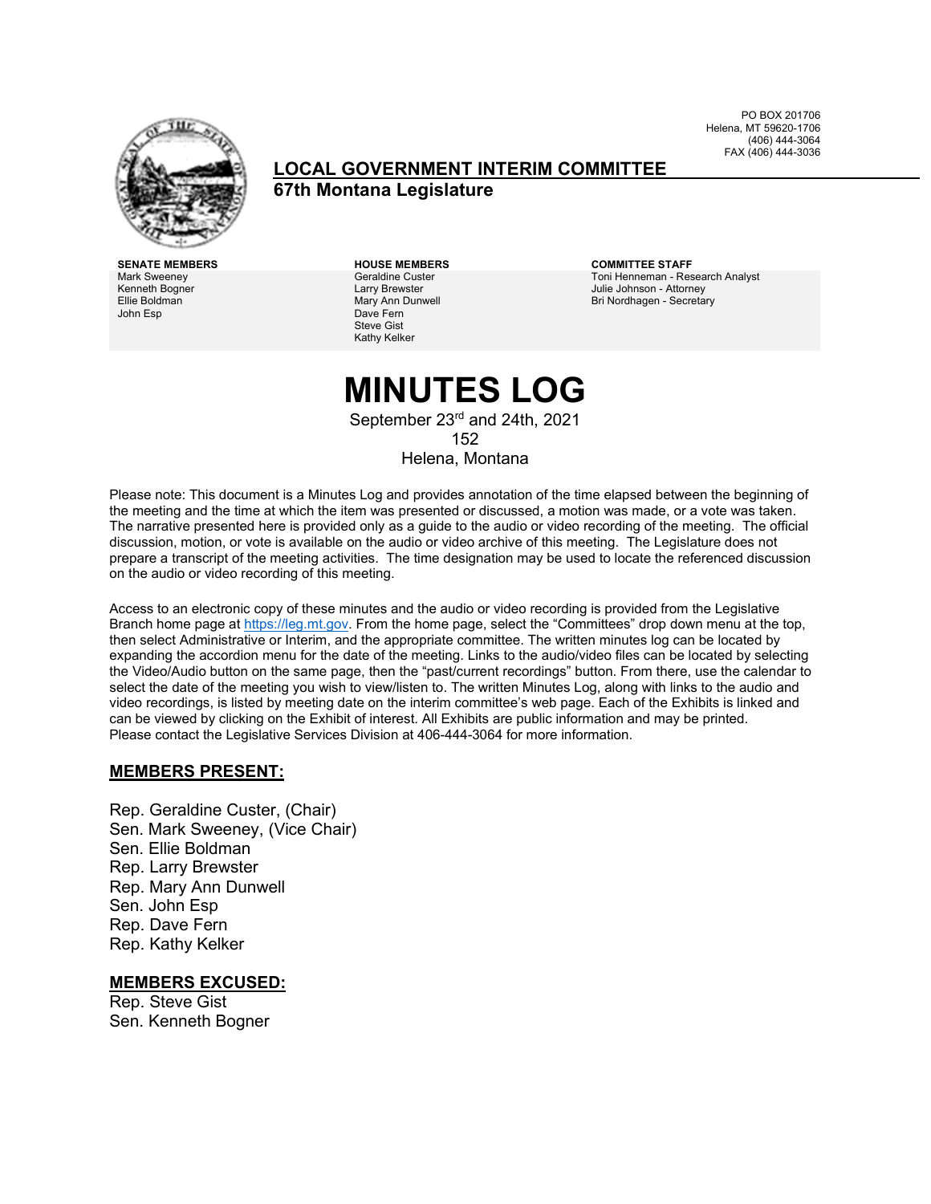PO BOX 201706
Helena, MT 59620-1706
(406) 444-3064
FAX (406) 444-3036

## LOCAL GOVERNMENT INTERIM COMMITTEE

**67th Montana Legislature**

**SENATE MEMBERS**
Mark Sweeney
Kenneth Bogner
Ellie Boldman
John Esp

**HOUSE MEMBERS**
Geraldine Custer
Larry Brewster
Mary Ann Dunwell
Dave Fern
Steve Gist
Kathy Kelker

**COMMITTEE STAFF**
Toni Henneman - Research Analyst
Julie Johnson - Attorney
Bri Nordhagen - Secretary

# MINUTES LOG

September 23rd and 24th, 2021
152
Helena, Montana

Please note: This document is a Minutes Log and provides annotation of the time elapsed between the beginning of the meeting and the time at which the item was presented or discussed, a motion was made, or a vote was taken. The narrative presented here is provided only as a guide to the audio or video recording of the meeting. The official discussion, motion, or vote is available on the audio or video archive of this meeting. The Legislature does not prepare a transcript of the meeting activities. The time designation may be used to locate the referenced discussion on the audio or video recording of this meeting.

Access to an electronic copy of these minutes and the audio or video recording is provided from the Legislative Branch home page at https://leg.mt.gov. From the home page, select the "Committees" drop down menu at the top, then select Administrative or Interim, and the appropriate committee. The written minutes log can be located by expanding the accordion menu for the date of the meeting. Links to the audio/video files can be located by selecting the Video/Audio button on the same page, then the "past/current recordings" button. From there, use the calendar to select the date of the meeting you wish to view/listen to. The written Minutes Log, along with links to the audio and video recordings, is listed by meeting date on the interim committee's web page. Each of the Exhibits is linked and can be viewed by clicking on the Exhibit of interest. All Exhibits are public information and may be printed. Please contact the Legislative Services Division at 406-444-3064 for more information.

## MEMBERS PRESENT:

Rep. Geraldine Custer, (Chair)
Sen. Mark Sweeney, (Vice Chair)
Sen. Ellie Boldman
Rep. Larry Brewster
Rep. Mary Ann Dunwell
Sen. John Esp
Rep. Dave Fern
Rep. Kathy Kelker

## MEMBERS EXCUSED:

Rep. Steve Gist
Sen. Kenneth Bogner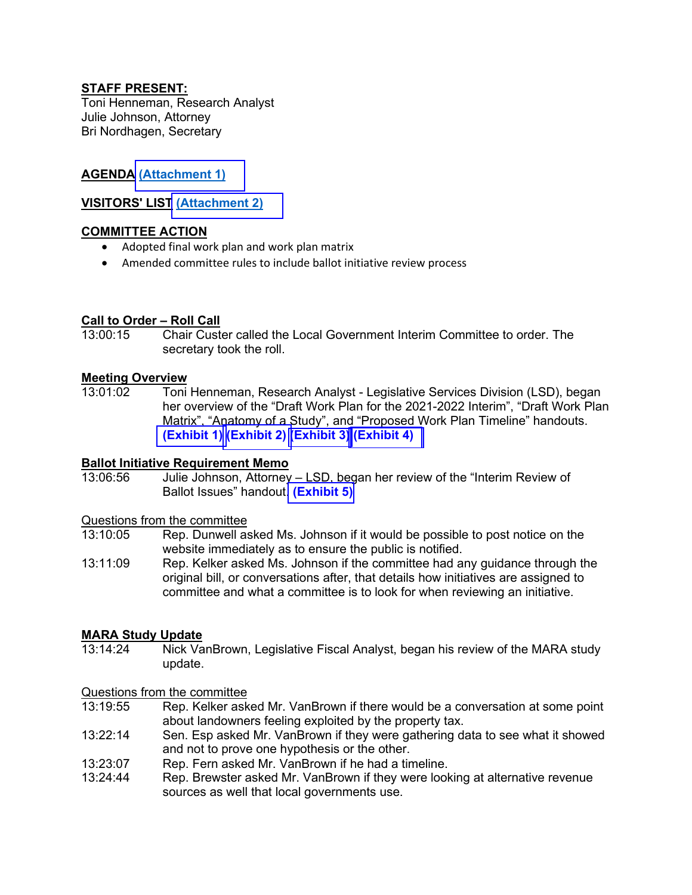**STAFF PRESENT:**
Toni Henneman, Research Analyst
Julie Johnson, Attorney
Bri Nordhagen, Secretary

**AGENDA (Attachment 1)**

**VISITORS' LIST (Attachment 2)**

**COMMITTEE ACTION**

- Adopted final work plan and work plan matrix
- Amended committee rules to include ballot initiative review process

**Call to Order – Roll Call**

13:00:15 Chair Custer called the Local Government Interim Committee to order. The secretary took the roll.

**Meeting Overview**

13:01:02 Toni Henneman, Research Analyst - Legislative Services Division (LSD), began her overview of the "Draft Work Plan for the 2021-2022 Interim", "Draft Work Plan Matrix", "Anatomy of a Study", and "Proposed Work Plan Timeline" handouts. **(Exhibit 1) (Exhibit 2) (Exhibit 3) (Exhibit 4)**

**Ballot Initiative Requirement Memo**

13:06:56 Julie Johnson, Attorney – LSD, began her review of the "Interim Review of Ballot Issues" handout. **(Exhibit 5)**

Questions from the committee

13:10:05 Rep. Dunwell asked Ms. Johnson if it would be possible to post notice on the website immediately as to ensure the public is notified.

13:11:09 Rep. Kelker asked Ms. Johnson if the committee had any guidance through the original bill, or conversations after, that details how initiatives are assigned to committee and what a committee is to look for when reviewing an initiative.

**MARA Study Update**

13:14:24 Nick VanBrown, Legislative Fiscal Analyst, began his review of the MARA study update.

Questions from the committee

13:19:55 Rep. Kelker asked Mr. VanBrown if there would be a conversation at some point about landowners feeling exploited by the property tax.

13:22:14 Sen. Esp asked Mr. VanBrown if they were gathering data to see what it showed and not to prove one hypothesis or the other.

13:23:07 Rep. Fern asked Mr. VanBrown if he had a timeline.

13:24:44 Rep. Brewster asked Mr. VanBrown if they were looking at alternative revenue sources as well that local governments use.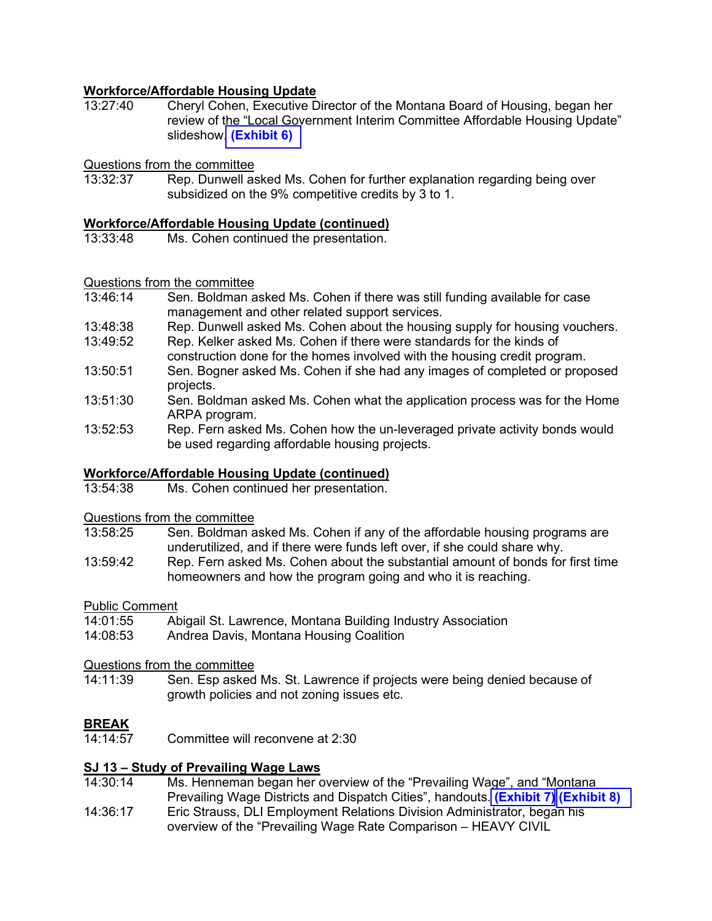**Workforce/Affordable Housing Update**

13:27:40 Cheryl Cohen, Executive Director of the Montana Board of Housing, began her review of the "Local Government Interim Committee Affordable Housing Update" slideshow. **(Exhibit 6)**

Questions from the committee

13:32:37 Rep. Dunwell asked Ms. Cohen for further explanation regarding being over subsidized on the 9% competitive credits by 3 to 1.

**Workforce/Affordable Housing Update (continued)**

13:33:48 Ms. Cohen continued the presentation.

Questions from the committee

13:46:14 Sen. Boldman asked Ms. Cohen if there was still funding available for case management and other related support services.

13:48:38 Rep. Dunwell asked Ms. Cohen about the housing supply for housing vouchers.

13:49:52 Rep. Kelker asked Ms. Cohen if there were standards for the kinds of construction done for the homes involved with the housing credit program.

13:50:51 Sen. Bogner asked Ms. Cohen if she had any images of completed or proposed projects.

13:51:30 Sen. Boldman asked Ms. Cohen what the application process was for the Home ARPA program.

13:52:53 Rep. Fern asked Ms. Cohen how the un-leveraged private activity bonds would be used regarding affordable housing projects.

**Workforce/Affordable Housing Update (continued)**

13:54:38 Ms. Cohen continued her presentation.

Questions from the committee

13:58:25 Sen. Boldman asked Ms. Cohen if any of the affordable housing programs are underutilized, and if there were funds left over, if she could share why.

13:59:42 Rep. Fern asked Ms. Cohen about the substantial amount of bonds for first time homeowners and how the program going and who it is reaching.

Public Comment

14:01:55 Abigail St. Lawrence, Montana Building Industry Association

14:08:53 Andrea Davis, Montana Housing Coalition

Questions from the committee

14:11:39 Sen. Esp asked Ms. St. Lawrence if projects were being denied because of growth policies and not zoning issues etc.

**BREAK**

14:14:57 Committee will reconvene at 2:30

**SJ 13 – Study of Prevailing Wage Laws**

14:30:14 Ms. Henneman began her overview of the "Prevailing Wage", and "Montana Prevailing Wage Districts and Dispatch Cities", handouts. **(Exhibit 7)** **(Exhibit 8)**

14:36:17 Eric Strauss, DLI Employment Relations Division Administrator, began his overview of the "Prevailing Wage Rate Comparison – HEAVY CIVIL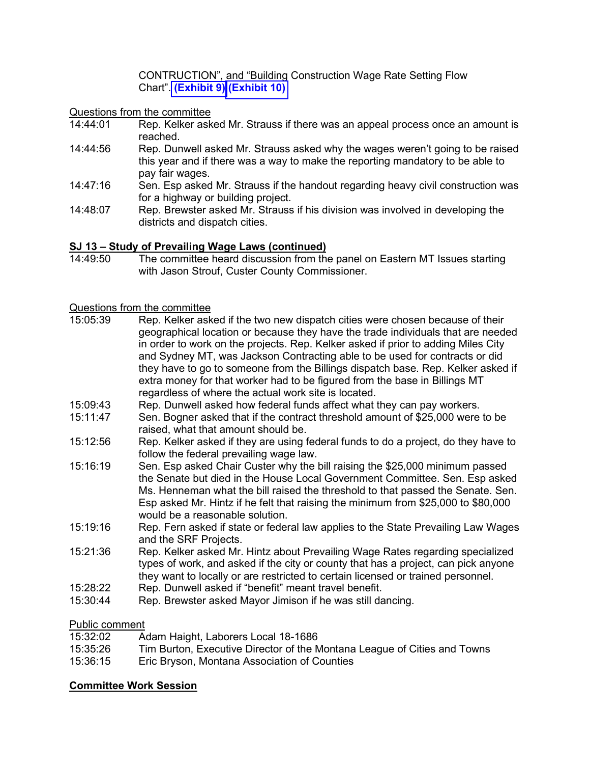CONTRUCTION", and "Building Construction Wage Rate Setting Flow Chart". (Exhibit 9) (Exhibit 10)

Questions from the committee

14:44:01 Rep. Kelker asked Mr. Strauss if there was an appeal process once an amount is reached.

14:44:56 Rep. Dunwell asked Mr. Strauss asked why the wages weren't going to be raised this year and if there was a way to make the reporting mandatory to be able to pay fair wages.

14:47:16 Sen. Esp asked Mr. Strauss if the handout regarding heavy civil construction was for a highway or building project.

14:48:07 Rep. Brewster asked Mr. Strauss if his division was involved in developing the districts and dispatch cities.

**SJ 13 – Study of Prevailing Wage Laws (continued)**

14:49:50 The committee heard discussion from the panel on Eastern MT Issues starting with Jason Strouf, Custer County Commissioner.

Questions from the committee

15:05:39 Rep. Kelker asked if the two new dispatch cities were chosen because of their geographical location or because they have the trade individuals that are needed in order to work on the projects. Rep. Kelker asked if prior to adding Miles City and Sydney MT, was Jackson Contracting able to be used for contracts or did they have to go to someone from the Billings dispatch base. Rep. Kelker asked if extra money for that worker had to be figured from the base in Billings MT regardless of where the actual work site is located.

15:09:43 Rep. Dunwell asked how federal funds affect what they can pay workers.

15:11:47 Sen. Bogner asked that if the contract threshold amount of $25,000 were to be raised, what that amount should be.

15:12:56 Rep. Kelker asked if they are using federal funds to do a project, do they have to follow the federal prevailing wage law.

15:16:19 Sen. Esp asked Chair Custer why the bill raising the $25,000 minimum passed the Senate but died in the House Local Government Committee. Sen. Esp asked Ms. Henneman what the bill raised the threshold to that passed the Senate. Sen. Esp asked Mr. Hintz if he felt that raising the minimum from $25,000 to $80,000 would be a reasonable solution.

15:19:16 Rep. Fern asked if state or federal law applies to the State Prevailing Law Wages and the SRF Projects.

15:21:36 Rep. Kelker asked Mr. Hintz about Prevailing Wage Rates regarding specialized types of work, and asked if the city or county that has a project, can pick anyone they want to locally or are restricted to certain licensed or trained personnel.

15:28:22 Rep. Dunwell asked if "benefit" meant travel benefit.

15:30:44 Rep. Brewster asked Mayor Jimison if he was still dancing.

Public comment

15:32:02 Adam Haight, Laborers Local 18-1686

15:35:26 Tim Burton, Executive Director of the Montana League of Cities and Towns

15:36:15 Eric Bryson, Montana Association of Counties

**Committee Work Session**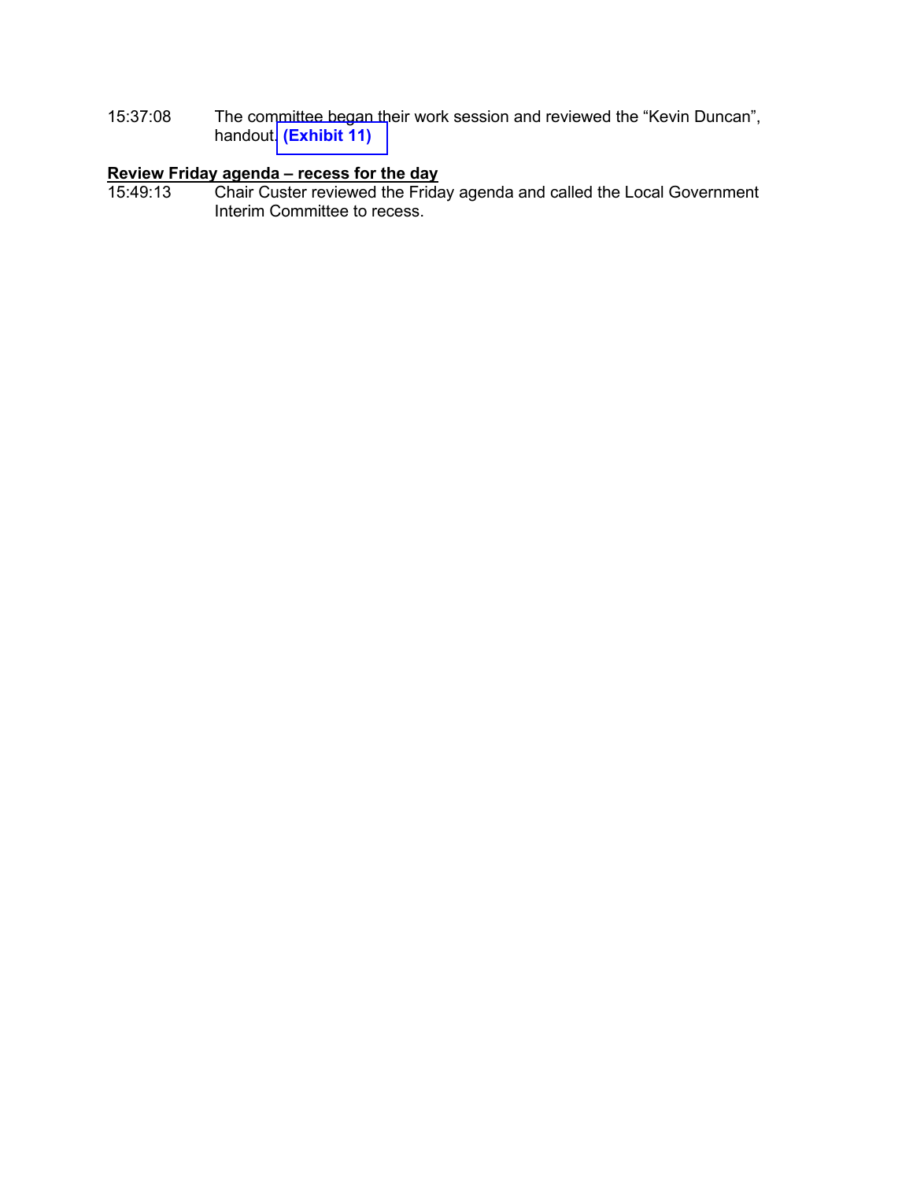15:37:08 The committee began their work session and reviewed the “Kevin Duncan”, handout. **(Exhibit 11)**

**Review Friday agenda – recess for the day**

15:49:13 Chair Custer reviewed the Friday agenda and called the Local Government Interim Committee to recess.